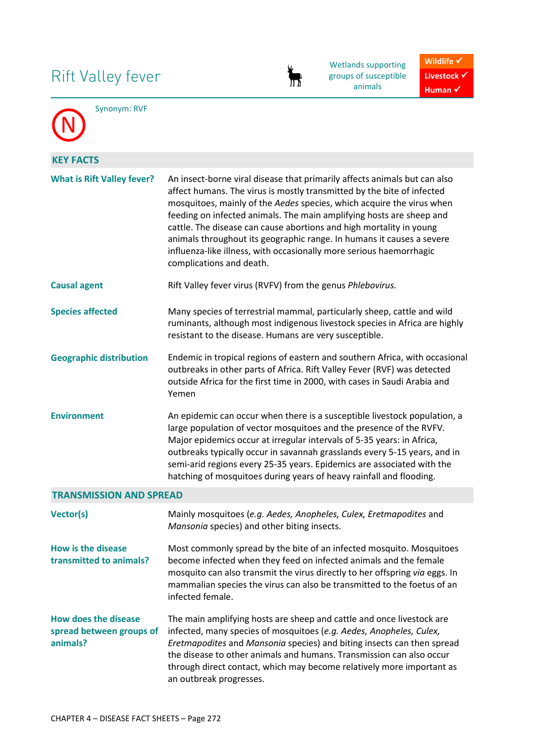# Rift Valley fever

Wetlands supporting groups of susceptible animals

**Wildlife ✓**
**Livestock ✓**
**Human ✓**

N

Synonym: RVF

## KEY FACTS

**What is Rift Valley fever?**

An insect-borne viral disease that primarily affects animals but can also affect humans. The virus is mostly transmitted by the bite of infected mosquitoes, mainly of the *Aedes* species, which acquire the virus when feeding on infected animals. The main amplifying hosts are sheep and cattle. The disease can cause abortions and high mortality in young animals throughout its geographic range. In humans it causes a severe influenza-like illness, with occasionally more serious haemorrhagic complications and death.

**Causal agent**

Rift Valley fever virus (RVFV) from the genus *Phlebovirus.*

**Species affected**

Many species of terrestrial mammal, particularly sheep, cattle and wild ruminants, although most indigenous livestock species in Africa are highly resistant to the disease. Humans are very susceptible.

**Geographic distribution**

Endemic in tropical regions of eastern and southern Africa, with occasional outbreaks in other parts of Africa. Rift Valley Fever (RVF) was detected outside Africa for the first time in 2000, with cases in Saudi Arabia and Yemen

**Environment**

An epidemic can occur when there is a susceptible livestock population, a large population of vector mosquitoes and the presence of the RVFV. Major epidemics occur at irregular intervals of 5-35 years: in Africa, outbreaks typically occur in savannah grasslands every 5-15 years, and in semi-arid regions every 25-35 years. Epidemics are associated with the hatching of mosquitoes during years of heavy rainfall and flooding.

## TRANSMISSION AND SPREAD

**Vector(s)**

Mainly mosquitoes (*e.g. Aedes, Anopheles, Culex, Eretmapodites* and *Mansonia* species) and other biting insects.

**How is the disease transmitted to animals?**

Most commonly spread by the bite of an infected mosquito. Mosquitoes become infected when they feed on infected animals and the female mosquito can also transmit the virus directly to her offspring *via* eggs. In mammalian species the virus can also be transmitted to the foetus of an infected female.

**How does the disease spread between groups of animals?**

The main amplifying hosts are sheep and cattle and once livestock are infected, many species of mosquitoes (*e.g. Aedes, Anopheles, Culex, Eretmapodites* and *Mansonia* species) and biting insects can then spread the disease to other animals and humans. Transmission can also occur through direct contact, which may become relatively more important as an outbreak progresses.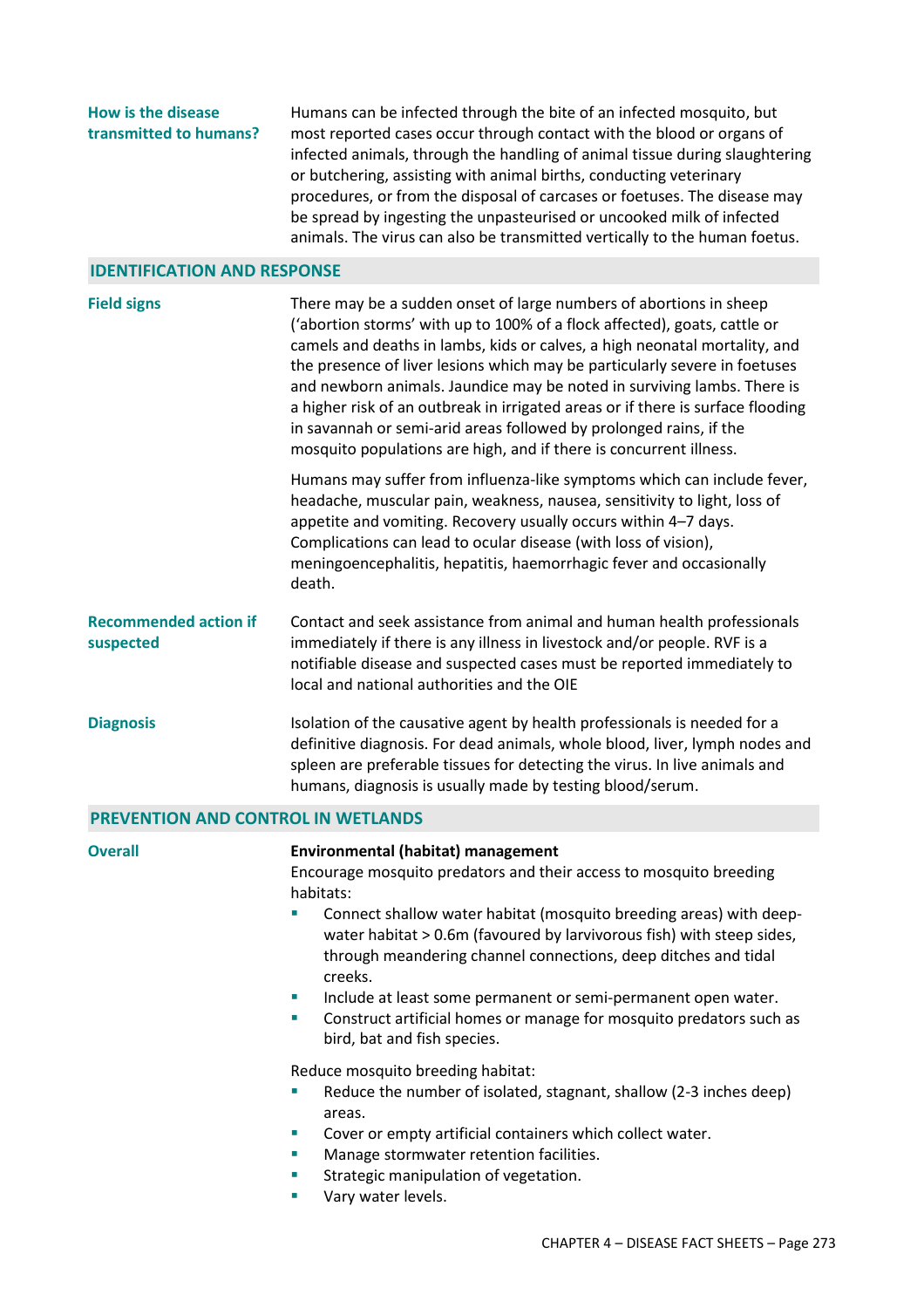**How is the disease transmitted to humans?**

Humans can be infected through the bite of an infected mosquito, but most reported cases occur through contact with the blood or organs of infected animals, through the handling of animal tissue during slaughtering or butchering, assisting with animal births, conducting veterinary procedures, or from the disposal of carcases or foetuses. The disease may be spread by ingesting the unpasteurised or uncooked milk of infected animals. The virus can also be transmitted vertically to the human foetus.

## IDENTIFICATION AND RESPONSE

**Field signs**

There may be a sudden onset of large numbers of abortions in sheep ('abortion storms' with up to 100% of a flock affected), goats, cattle or camels and deaths in lambs, kids or calves, a high neonatal mortality, and the presence of liver lesions which may be particularly severe in foetuses and newborn animals. Jaundice may be noted in surviving lambs. There is a higher risk of an outbreak in irrigated areas or if there is surface flooding in savannah or semi-arid areas followed by prolonged rains, if the mosquito populations are high, and if there is concurrent illness.

Humans may suffer from influenza-like symptoms which can include fever, headache, muscular pain, weakness, nausea, sensitivity to light, loss of appetite and vomiting. Recovery usually occurs within 4–7 days. Complications can lead to ocular disease (with loss of vision), meningoencephalitis, hepatitis, haemorrhagic fever and occasionally death.

**Recommended action if suspected**

Contact and seek assistance from animal and human health professionals immediately if there is any illness in livestock and/or people. RVF is a notifiable disease and suspected cases must be reported immediately to local and national authorities and the OIE

**Diagnosis**

Isolation of the causative agent by health professionals is needed for a definitive diagnosis. For dead animals, whole blood, liver, lymph nodes and spleen are preferable tissues for detecting the virus. In live animals and humans, diagnosis is usually made by testing blood/serum.

## PREVENTION AND CONTROL IN WETLANDS

**Overall**

**Environmental (habitat) management**

Encourage mosquito predators and their access to mosquito breeding habitats:

- Connect shallow water habitat (mosquito breeding areas) with deep-water habitat > 0.6m (favoured by larvivorous fish) with steep sides, through meandering channel connections, deep ditches and tidal creeks.
- Include at least some permanent or semi-permanent open water.
- Construct artificial homes or manage for mosquito predators such as bird, bat and fish species.

Reduce mosquito breeding habitat:

- Reduce the number of isolated, stagnant, shallow (2-3 inches deep) areas.
- Cover or empty artificial containers which collect water.
- Manage stormwater retention facilities.
- Strategic manipulation of vegetation.
- Vary water levels.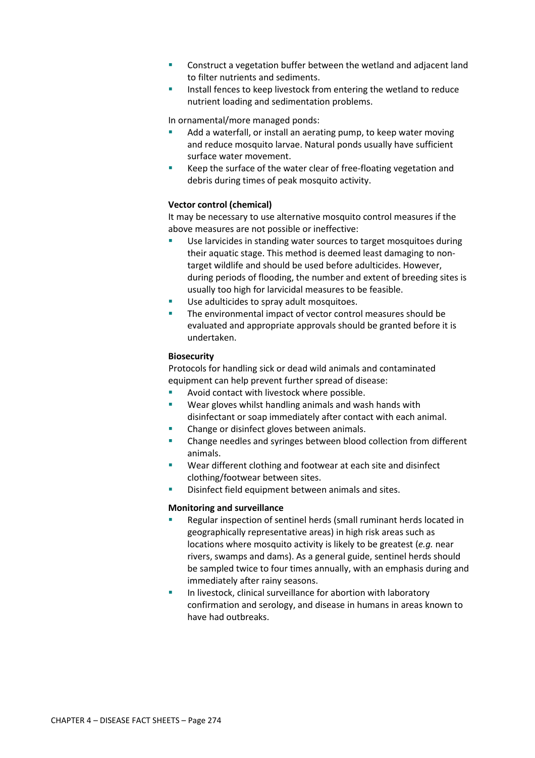- Construct a vegetation buffer between the wetland and adjacent land to filter nutrients and sediments.
- Install fences to keep livestock from entering the wetland to reduce nutrient loading and sedimentation problems.

In ornamental/more managed ponds:

- Add a waterfall, or install an aerating pump, to keep water moving and reduce mosquito larvae. Natural ponds usually have sufficient surface water movement.
- Keep the surface of the water clear of free-floating vegetation and debris during times of peak mosquito activity.

**Vector control (chemical)**

It may be necessary to use alternative mosquito control measures if the above measures are not possible or ineffective:

- Use larvicides in standing water sources to target mosquitoes during their aquatic stage. This method is deemed least damaging to non-target wildlife and should be used before adulticides. However, during periods of flooding, the number and extent of breeding sites is usually too high for larvicidal measures to be feasible.
- Use adulticides to spray adult mosquitoes.
- The environmental impact of vector control measures should be evaluated and appropriate approvals should be granted before it is undertaken.

**Biosecurity**

Protocols for handling sick or dead wild animals and contaminated equipment can help prevent further spread of disease:

- Avoid contact with livestock where possible.
- Wear gloves whilst handling animals and wash hands with disinfectant or soap immediately after contact with each animal.
- Change or disinfect gloves between animals.
- Change needles and syringes between blood collection from different animals.
- Wear different clothing and footwear at each site and disinfect clothing/footwear between sites.
- Disinfect field equipment between animals and sites.

**Monitoring and surveillance**

- Regular inspection of sentinel herds (small ruminant herds located in geographically representative areas) in high risk areas such as locations where mosquito activity is likely to be greatest (*e.g.* near rivers, swamps and dams). As a general guide, sentinel herds should be sampled twice to four times annually, with an emphasis during and immediately after rainy seasons.
- In livestock, clinical surveillance for abortion with laboratory confirmation and serology, and disease in humans in areas known to have had outbreaks.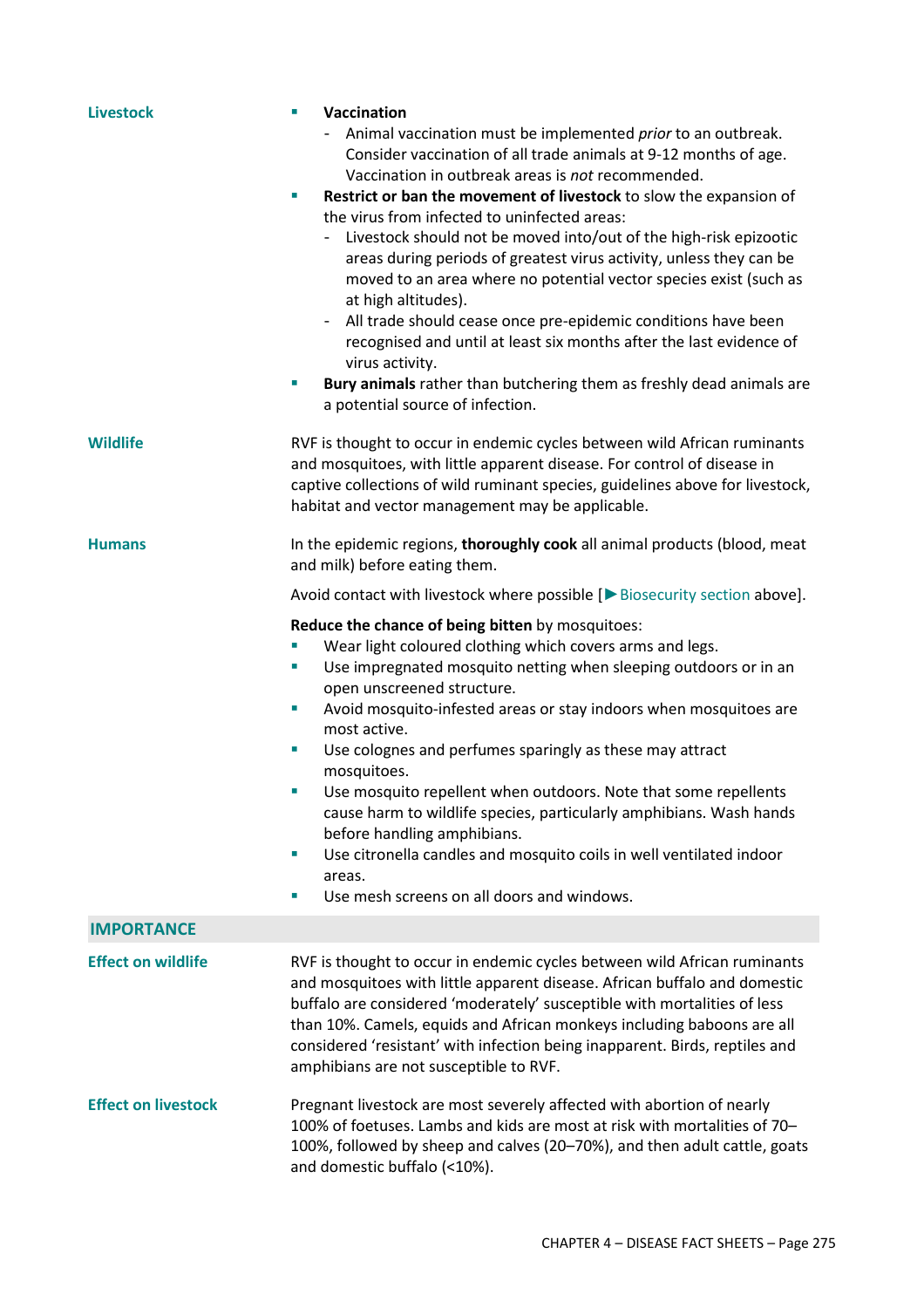**Livestock**

- **Vaccination**
  - Animal vaccination must be implemented *prior* to an outbreak. Consider vaccination of all trade animals at 9-12 months of age. Vaccination in outbreak areas is *not* recommended.
- **Restrict or ban the movement of livestock** to slow the expansion of the virus from infected to uninfected areas:
  - Livestock should not be moved into/out of the high-risk epizootic areas during periods of greatest virus activity, unless they can be moved to an area where no potential vector species exist (such as at high altitudes).
  - All trade should cease once pre-epidemic conditions have been recognised and until at least six months after the last evidence of virus activity.
- **Bury animals** rather than butchering them as freshly dead animals are a potential source of infection.

**Wildlife**

RVF is thought to occur in endemic cycles between wild African ruminants and mosquitoes, with little apparent disease. For control of disease in captive collections of wild ruminant species, guidelines above for livestock, habitat and vector management may be applicable.

**Humans**

In the epidemic regions, **thoroughly cook** all animal products (blood, meat and milk) before eating them.

Avoid contact with livestock where possible [▶ Biosecurity section above].

**Reduce the chance of being bitten** by mosquitoes:

- Wear light coloured clothing which covers arms and legs.
- Use impregnated mosquito netting when sleeping outdoors or in an open unscreened structure.
- Avoid mosquito-infested areas or stay indoors when mosquitoes are most active.
- Use colognes and perfumes sparingly as these may attract mosquitoes.
- Use mosquito repellent when outdoors. Note that some repellents cause harm to wildlife species, particularly amphibians. Wash hands before handling amphibians.
- Use citronella candles and mosquito coils in well ventilated indoor areas.
- Use mesh screens on all doors and windows.

## IMPORTANCE

**Effect on wildlife**

RVF is thought to occur in endemic cycles between wild African ruminants and mosquitoes with little apparent disease. African buffalo and domestic buffalo are considered 'moderately' susceptible with mortalities of less than 10%. Camels, equids and African monkeys including baboons are all considered 'resistant' with infection being inapparent. Birds, reptiles and amphibians are not susceptible to RVF.

**Effect on livestock**

Pregnant livestock are most severely affected with abortion of nearly 100% of foetuses. Lambs and kids are most at risk with mortalities of 70–100%, followed by sheep and calves (20–70%), and then adult cattle, goats and domestic buffalo (<10%).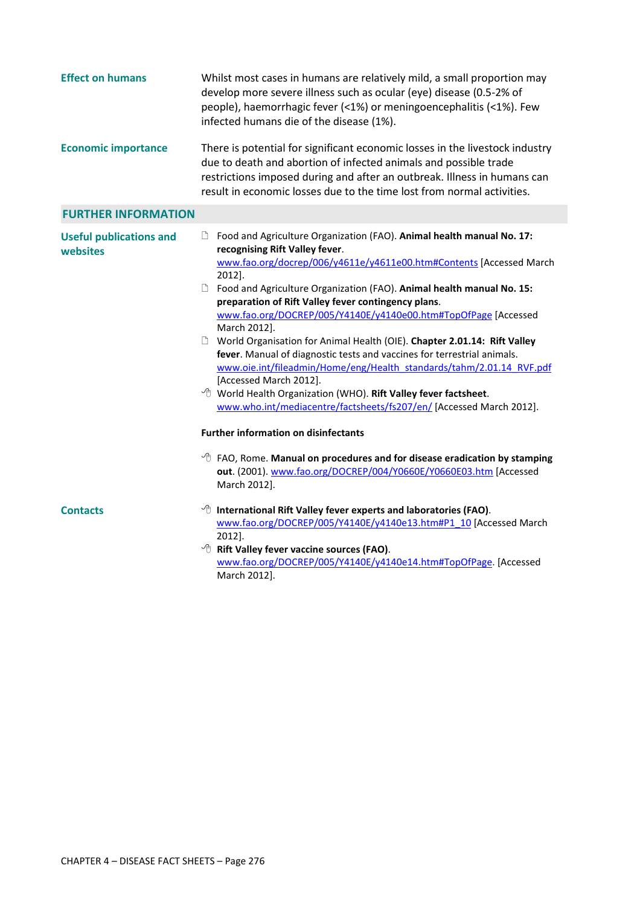**Effect on humans**

Whilst most cases in humans are relatively mild, a small proportion may develop more severe illness such as ocular (eye) disease (0.5-2% of people), haemorrhagic fever (<1%) or meningoencephalitis (<1%). Few infected humans die of the disease (1%).

**Economic importance**

There is potential for significant economic losses in the livestock industry due to death and abortion of infected animals and possible trade restrictions imposed during and after an outbreak. Illness in humans can result in economic losses due to the time lost from normal activities.

## FURTHER INFORMATION

**Useful publications and websites**

- Food and Agriculture Organization (FAO). **Animal health manual No. 17: recognising Rift Valley fever**. www.fao.org/docrep/006/y4611e/y4611e00.htm#Contents [Accessed March 2012].
- Food and Agriculture Organization (FAO). **Animal health manual No. 15: preparation of Rift Valley fever contingency plans**. www.fao.org/DOCREP/005/Y4140E/y4140e00.htm#TopOfPage [Accessed March 2012].
- World Organisation for Animal Health (OIE). **Chapter 2.01.14: Rift Valley fever**. Manual of diagnostic tests and vaccines for terrestrial animals. www.oie.int/fileadmin/Home/eng/Health_standards/tahm/2.01.14_RVF.pdf [Accessed March 2012].
- World Health Organization (WHO). **Rift Valley fever factsheet**. www.who.int/mediacentre/factsheets/fs207/en/ [Accessed March 2012].

**Further information on disinfectants**

- FAO, Rome. **Manual on procedures and for disease eradication by stamping out**. (2001). www.fao.org/DOCREP/004/Y0660E/Y0660E03.htm [Accessed March 2012].

**Contacts**

- **International Rift Valley fever experts and laboratories (FAO)**. www.fao.org/DOCREP/005/Y4140E/y4140e13.htm#P1_10 [Accessed March 2012].
- **Rift Valley fever vaccine sources (FAO)**. www.fao.org/DOCREP/005/Y4140E/y4140e14.htm#TopOfPage. [Accessed March 2012].